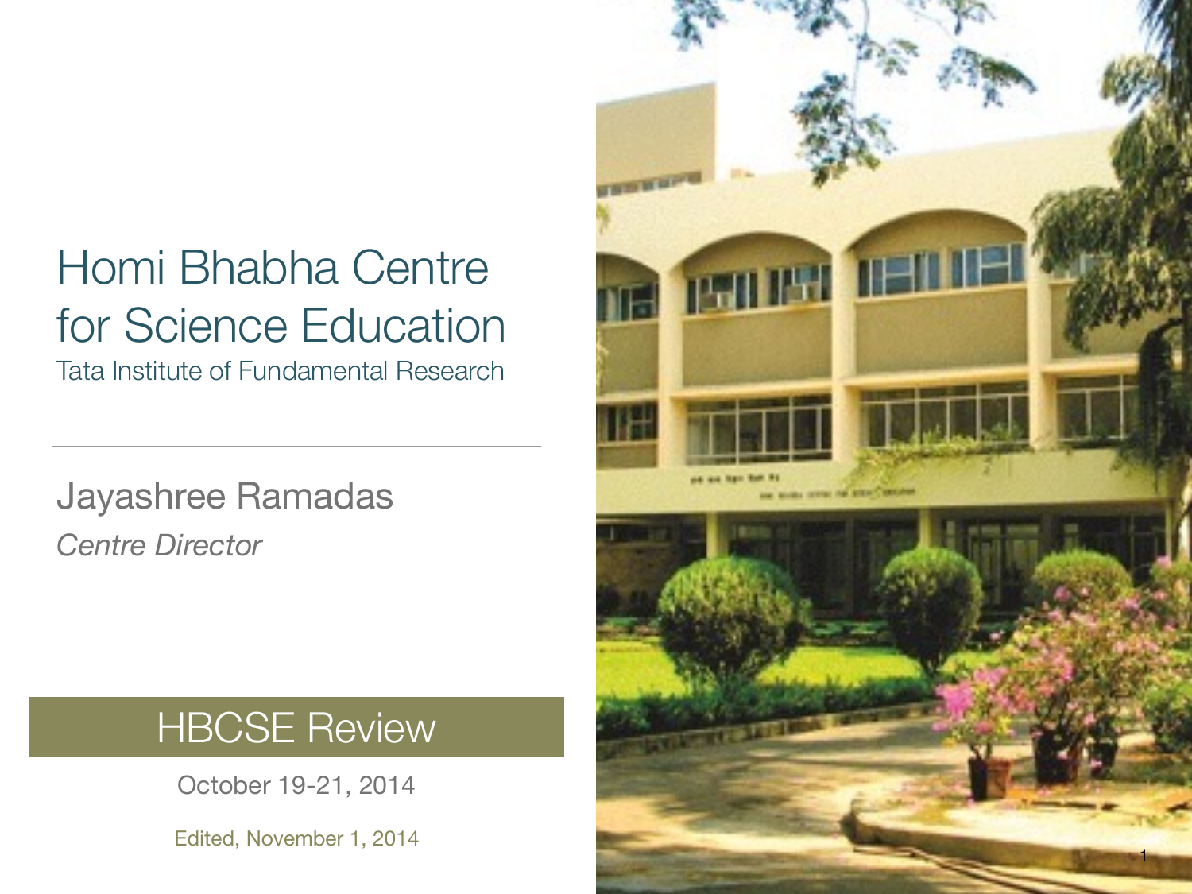# Homi Bhabha Centre for Science Education

Tata Institute of Fundamental Research

---

Jayashree Ramadas

*Centre Director*

## HBCSE Review

October 19-21, 2014

Edited, November 1, 2014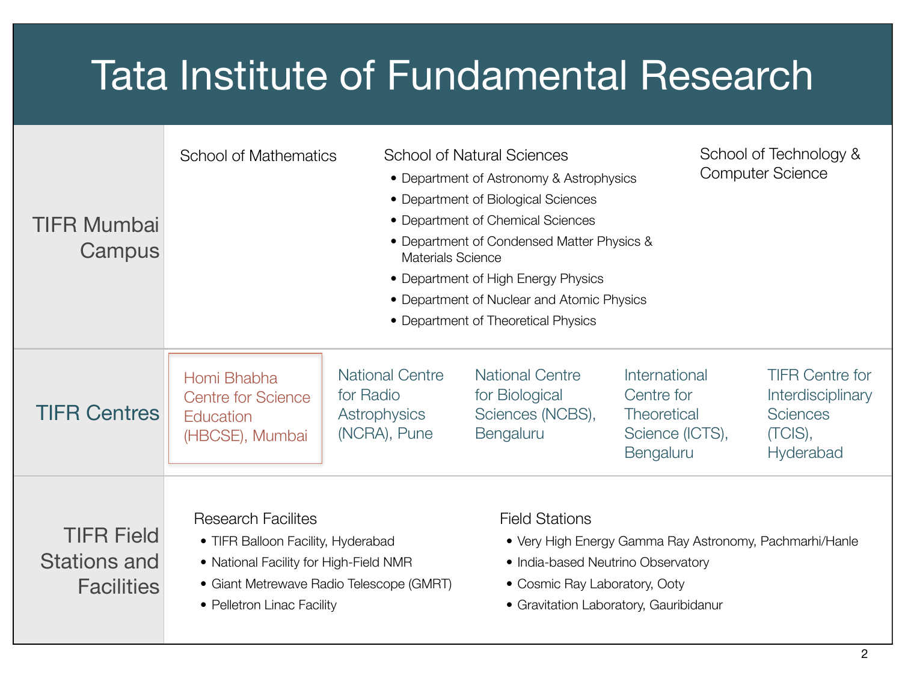# Tata Institute of Fundamental Research

## TIFR Mumbai Campus

**School of Mathematics**

**School of Natural Sciences**

- Department of Astronomy & Astrophysics
- Department of Biological Sciences
- Department of Chemical Sciences
- Department of Condensed Matter Physics & Materials Science
- Department of High Energy Physics
- Department of Nuclear and Atomic Physics
- Department of Theoretical Physics

**School of Technology & Computer Science**

## TIFR Centres

- Homi Bhabha Centre for Science Education (HBCSE), Mumbai
- National Centre for Radio Astrophysics (NCRA), Pune
- National Centre for Biological Sciences (NCBS), Bengaluru
- International Centre for Theoretical Science (ICTS), Bengaluru
- TIFR Centre for Interdisciplinary Sciences (TCIS), Hyderabad

## TIFR Field Stations and Facilities

**Research Facilites**

- TIFR Balloon Facility, Hyderabad
- National Facility for High-Field NMR
- Giant Metrewave Radio Telescope (GMRT)
- Pelletron Linac Facility

**Field Stations**

- Very High Energy Gamma Ray Astronomy, Pachmarhi/Hanle
- India-based Neutrino Observatory
- Cosmic Ray Laboratory, Ooty
- Gravitation Laboratory, Gauribidanur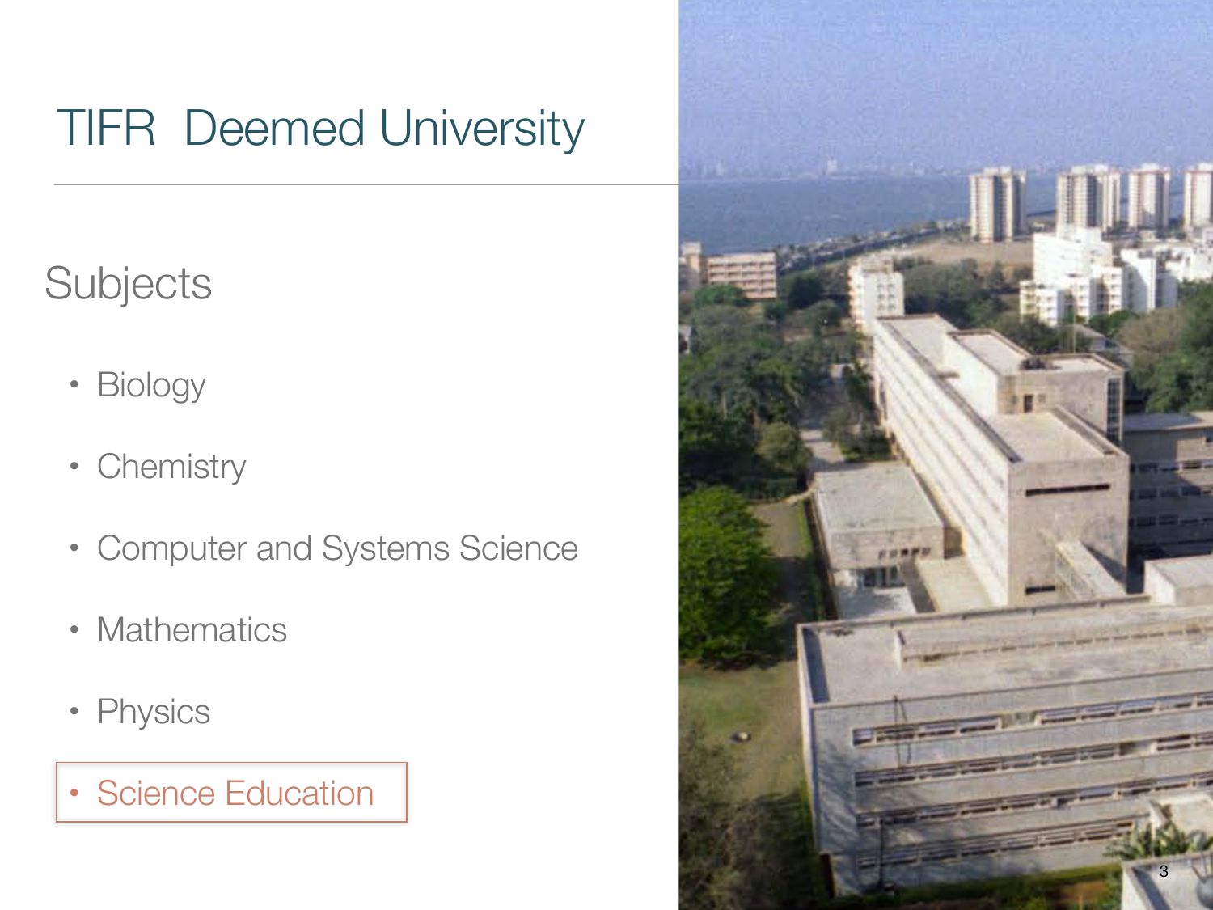# TIFR Deemed University

## Subjects

- Biology
- Chemistry
- Computer and Systems Science
- Mathematics
- Physics
- Science Education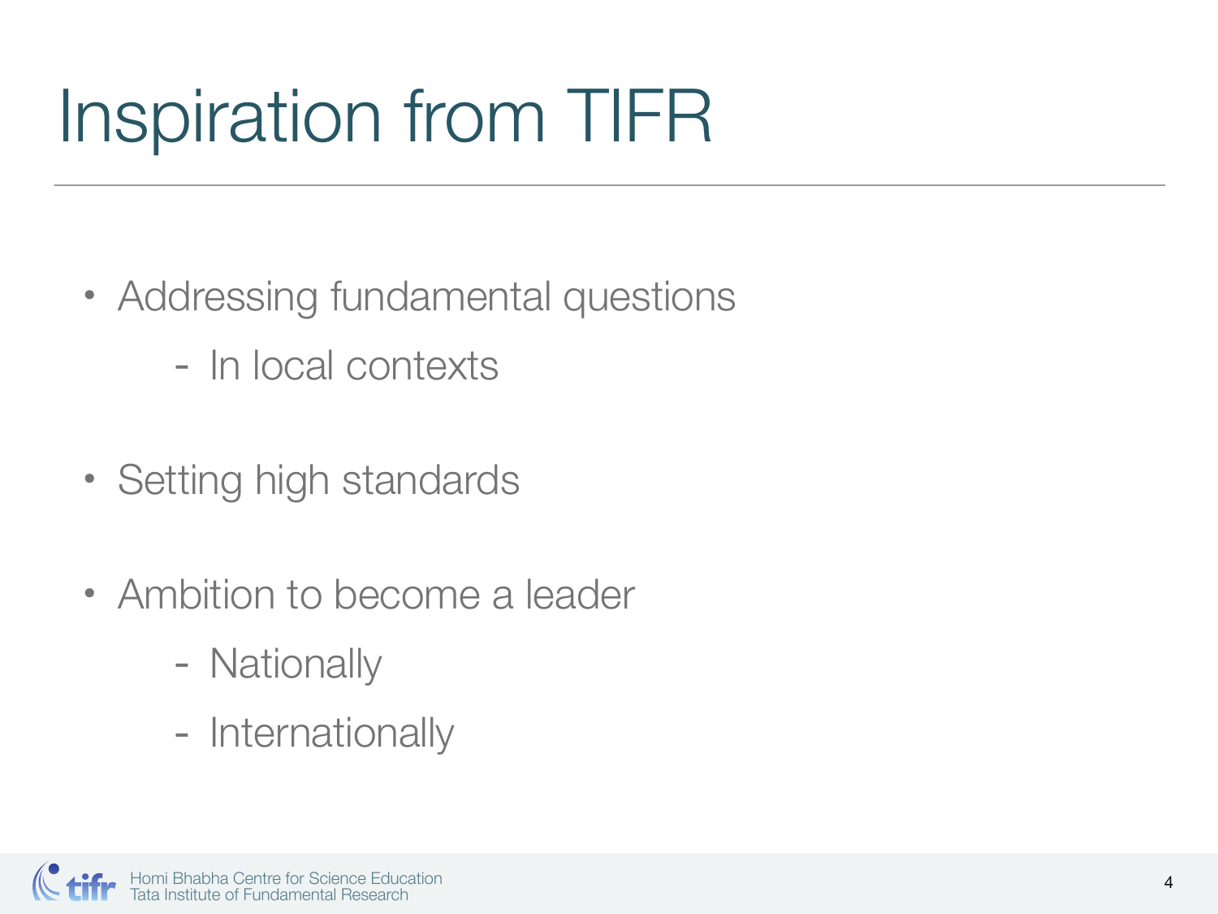# Inspiration from TIFR

- Addressing fundamental questions
  - In local contexts
- Setting high standards
- Ambition to become a leader
  - Nationally
  - Internationally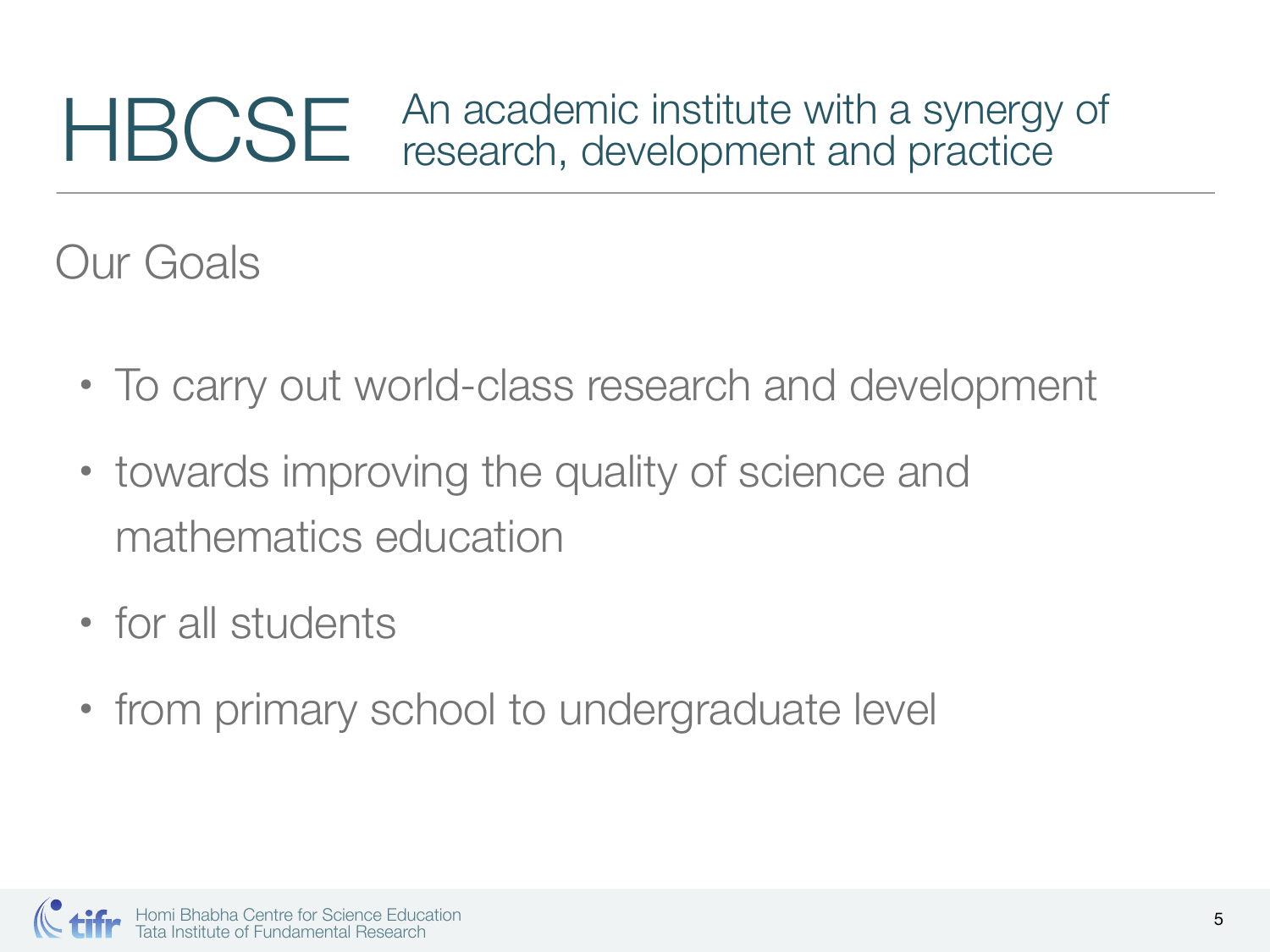# HBCSE

An academic institute with a synergy of research, development and practice

## Our Goals

- To carry out world-class research and development
- towards improving the quality of science and mathematics education
- for all students
- from primary school to undergraduate level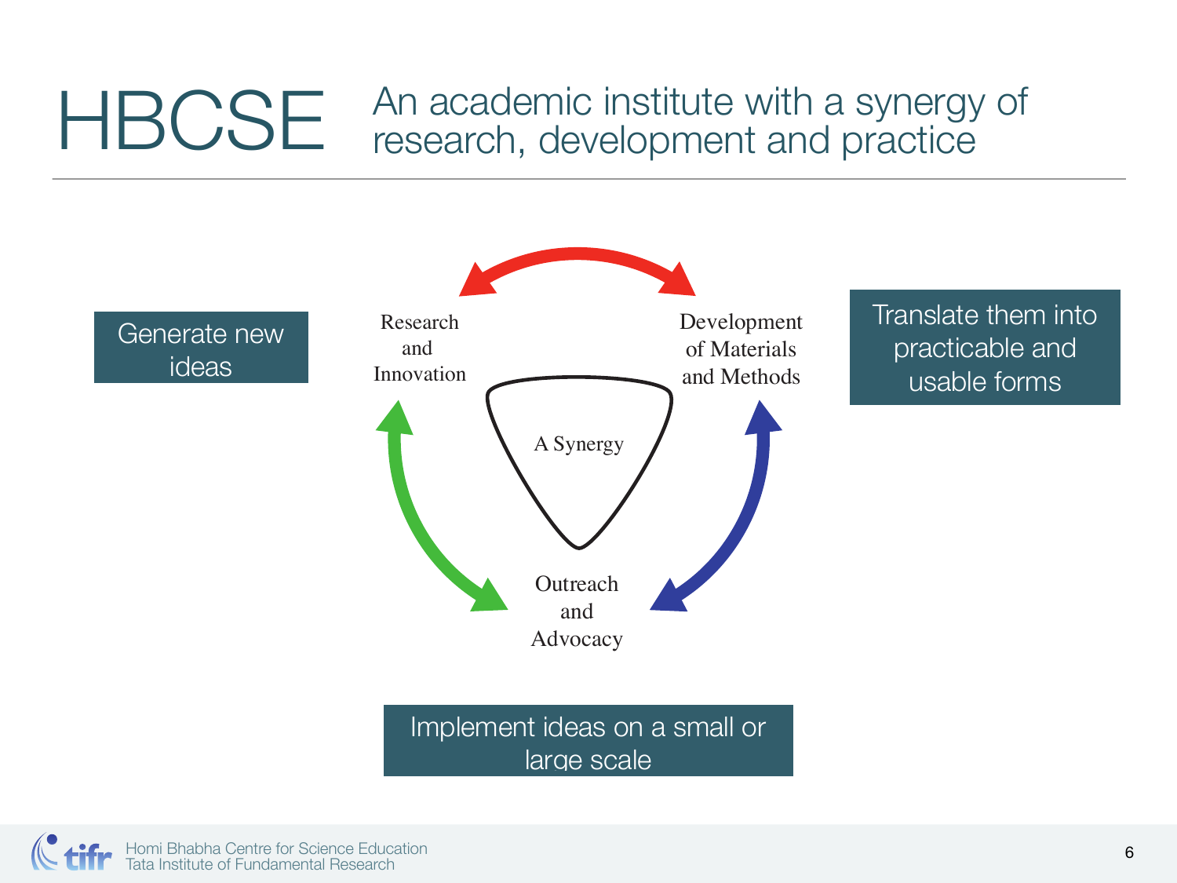# HBCSE

## An academic institute with a synergy of research, development and practice

Generate new ideas

Research and Innovation

Development of Materials and Methods

Translate them into practicable and usable forms

A Synergy

Outreach and Advocacy

Implement ideas on a small or large scale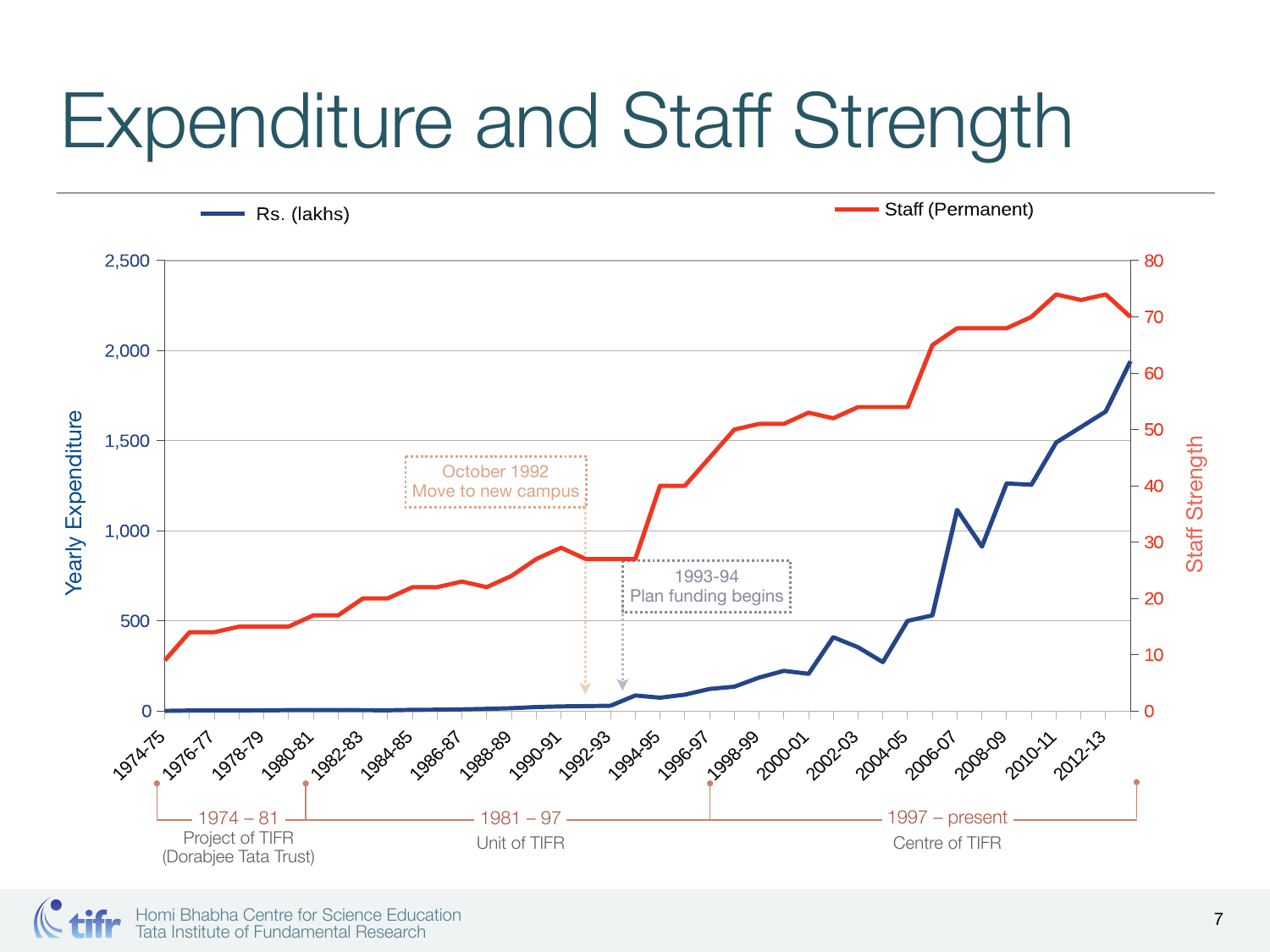# Expenditure and Staff Strength

Rs. (lakhs) — Staff (Permanent)

Yearly Expenditure: 0, 500, 1,000, 1,500, 2,000, 2,500

Staff Strength: 0, 10, 20, 30, 40, 50, 60, 70, 80

1974-75, 1976-77, 1978-79, 1980-81, 1982-83, 1984-85, 1986-87, 1988-89, 1990-91, 1992-93, 1994-95, 1996-97, 1998-99, 2000-01, 2002-03, 2004-05, 2006-07, 2008-09, 2010-11, 2012-13

October 1992
Move to new campus

1993-94
Plan funding begins

1974 – 81
Project of TIFR
(Dorabjee Tata Trust)

1981 – 97
Unit of TIFR

1997 – present
Centre of TIFR

Homi Bhabha Centre for Science Education
Tata Institute of Fundamental Research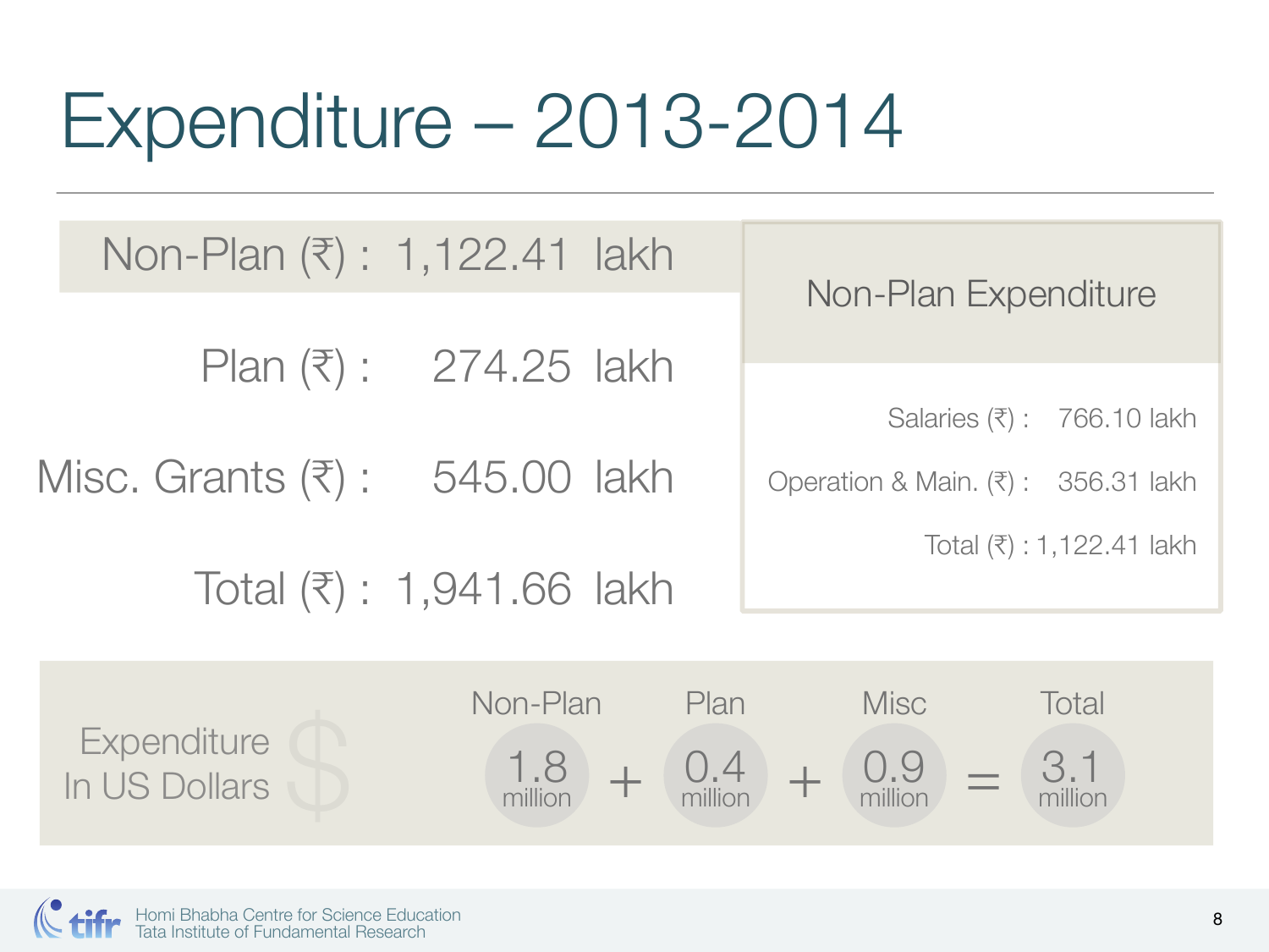# Expenditure – 2013-2014

| | |
|---|---|
| Non-Plan (₹) : | 1,122.41 lakh |
| Plan (₹) : | 274.25 lakh |
| Misc. Grants (₹) : | 545.00 lakh |
| Total (₹) : | 1,941.66 lakh |

## Non-Plan Expenditure

| | |
|---|---|
| Salaries (₹) : | 766.10 lakh |
| Operation & Main. (₹) : | 356.31 lakh |
| Total (₹) : | 1,122.41 lakh |

## Expenditure In US Dollars $

| Non-Plan | | Plan | | Misc | | Total |
|---|---|---|---|---|---|---|
| 1.8 million | + | 0.4 million | + | 0.9 million | = | 3.1 million |

Homi Bhabha Centre for Science Education
Tata Institute of Fundamental Research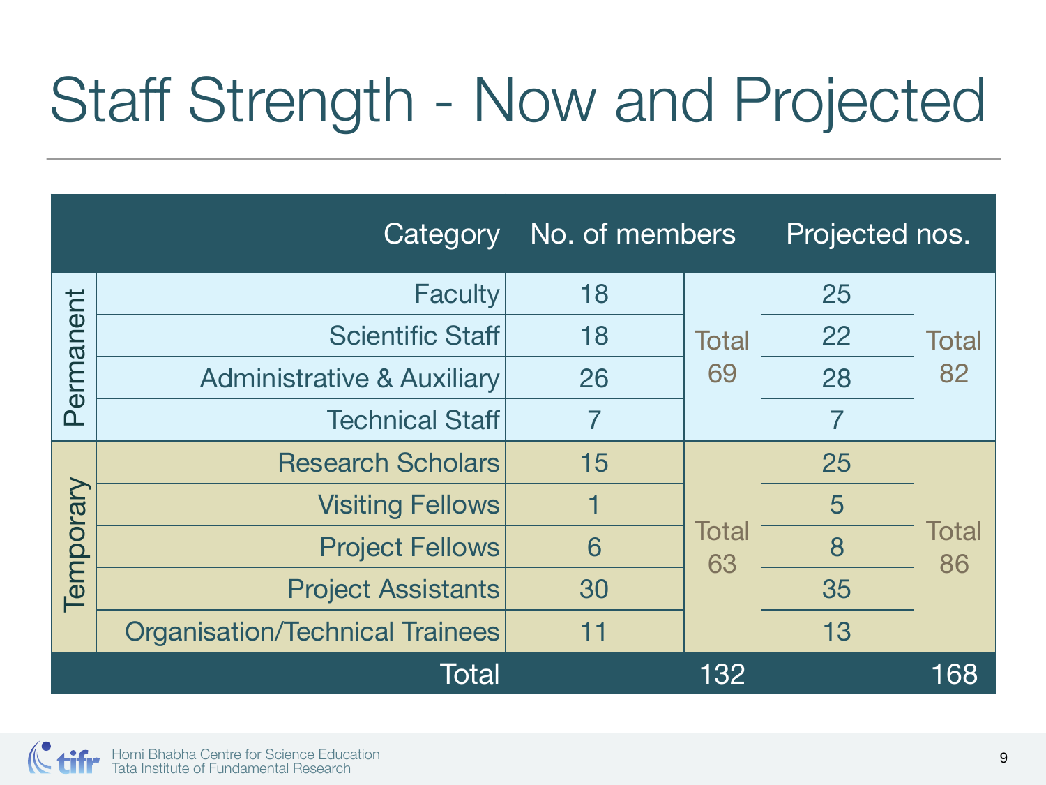# Staff Strength - Now and Projected

| | Category | No. of members | | Projected nos. | |
|---|---|---|---|---|---|
| Permanent | Faculty | 18 | Total 69 | 25 | Total 82 |
| | Scientific Staff | 18 | | 22 | |
| | Administrative & Auxiliary | 26 | | 28 | |
| | Technical Staff | 7 | | 7 | |
| Temporary | Research Scholars | 15 | Total 63 | 25 | Total 86 |
| | Visiting Fellows | 1 | | 5 | |
| | Project Fellows | 6 | | 8 | |
| | Project Assistants | 30 | | 35 | |
| | Organisation/Technical Trainees | 11 | | 13 | |
| | Total | | 132 | | 168 |

Homi Bhabha Centre for Science Education
Tata Institute of Fundamental Research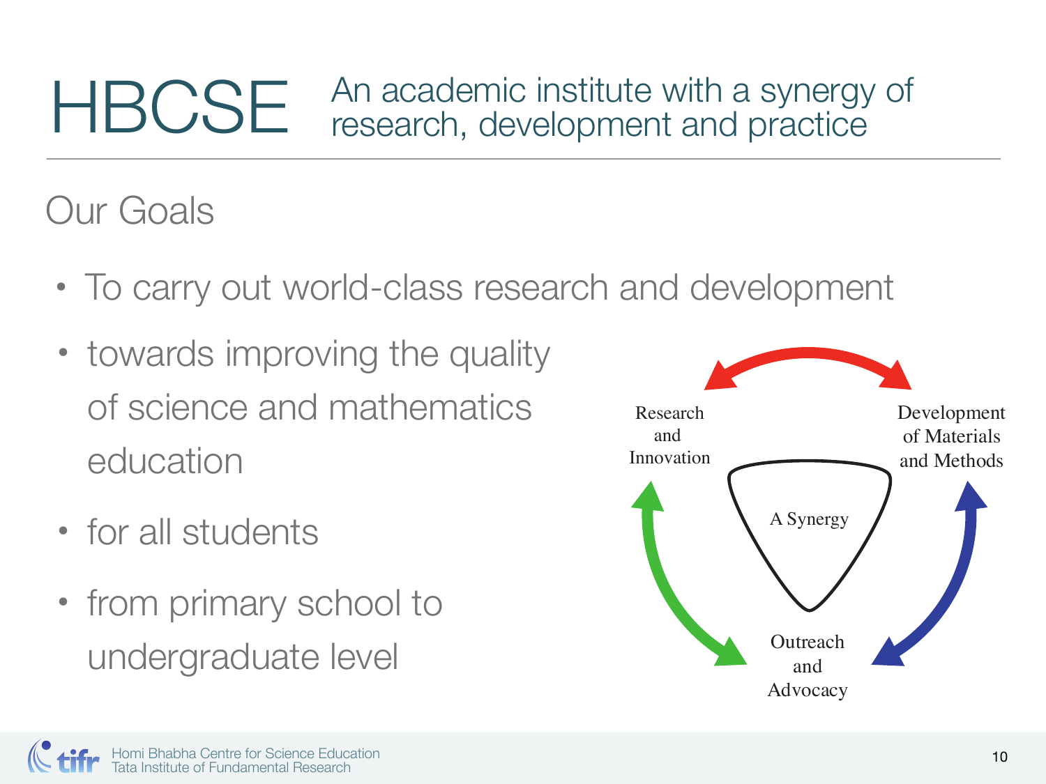# HBCSE

An academic institute with a synergy of research, development and practice

## Our Goals

- To carry out world-class research and development
- towards improving the quality of science and mathematics education
- for all students
- from primary school to undergraduate level

Research and Innovation

Development of Materials and Methods

A Synergy

Outreach and Advocacy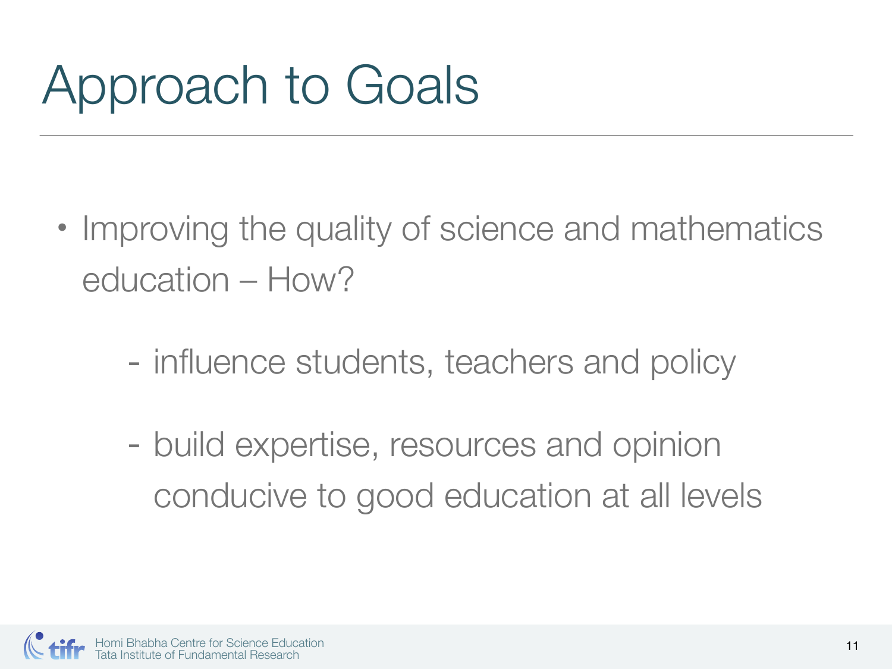# Approach to Goals

- Improving the quality of science and mathematics education – How?
  - influence students, teachers and policy
  - build expertise, resources and opinion conducive to good education at all levels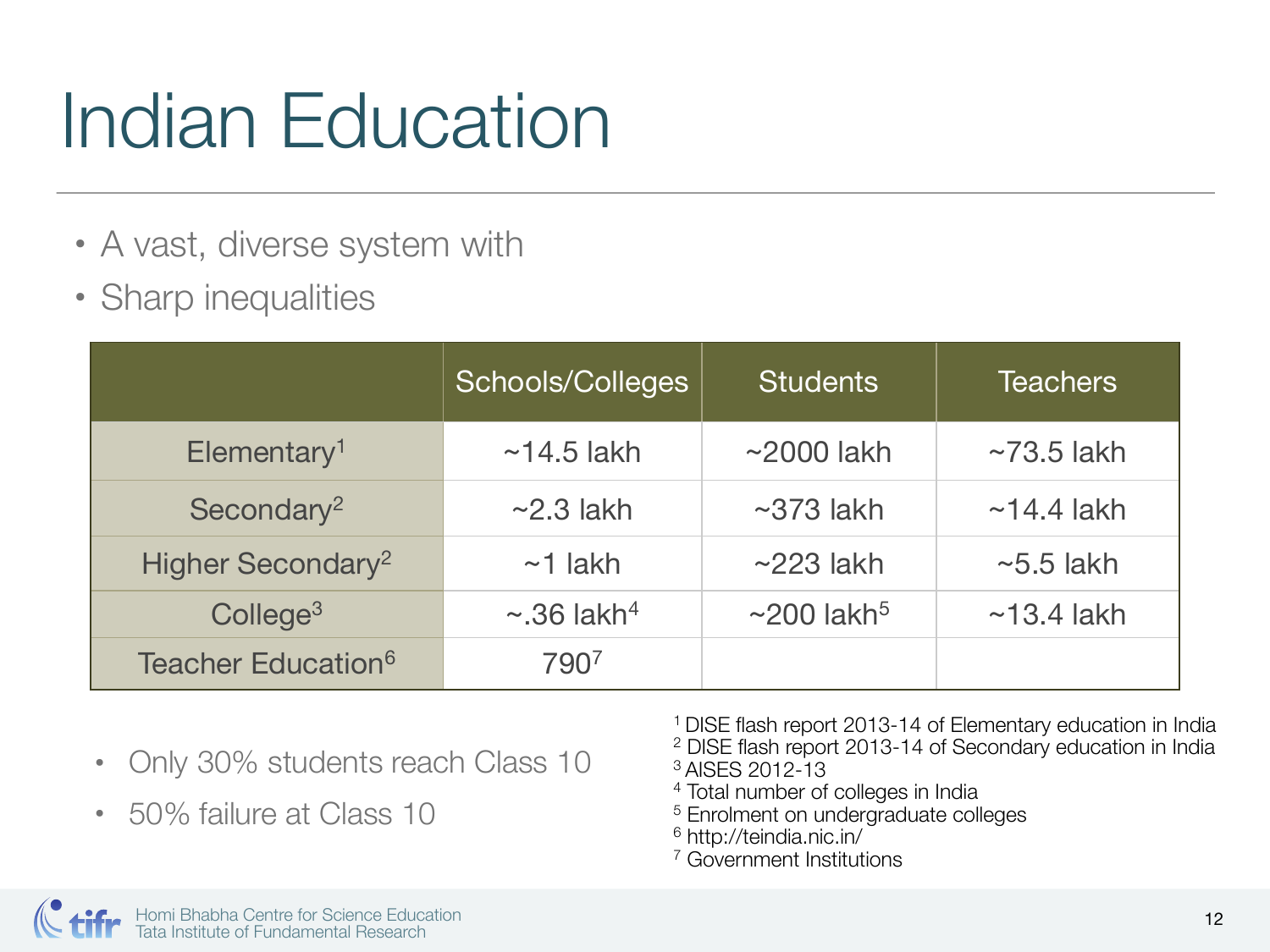# Indian Education

- A vast, diverse system with
- Sharp inequalities

| | Schools/Colleges | Students | Teachers |
|---|---|---|---|
| Elementary[1] | ~14.5 lakh | ~2000 lakh | ~73.5 lakh |
| Secondary[2] | ~2.3 lakh | ~373 lakh | ~14.4 lakh |
| Higher Secondary[2] | ~1 lakh | ~223 lakh | ~5.5 lakh |
| College[3] | ~.36 lakh[4] | ~200 lakh[5] | ~13.4 lakh |
| Teacher Education[6] | 790[7] | | |

- Only 30% students reach Class 10
- 50% failure at Class 10

[1] DISE flash report 2013-14 of Elementary education in India
[2] DISE flash report 2013-14 of Secondary education in India
[3] AISES 2012-13
[4] Total number of colleges in India
[5] Enrolment on undergraduate colleges
[6] http://teindia.nic.in/
[7] Government Institutions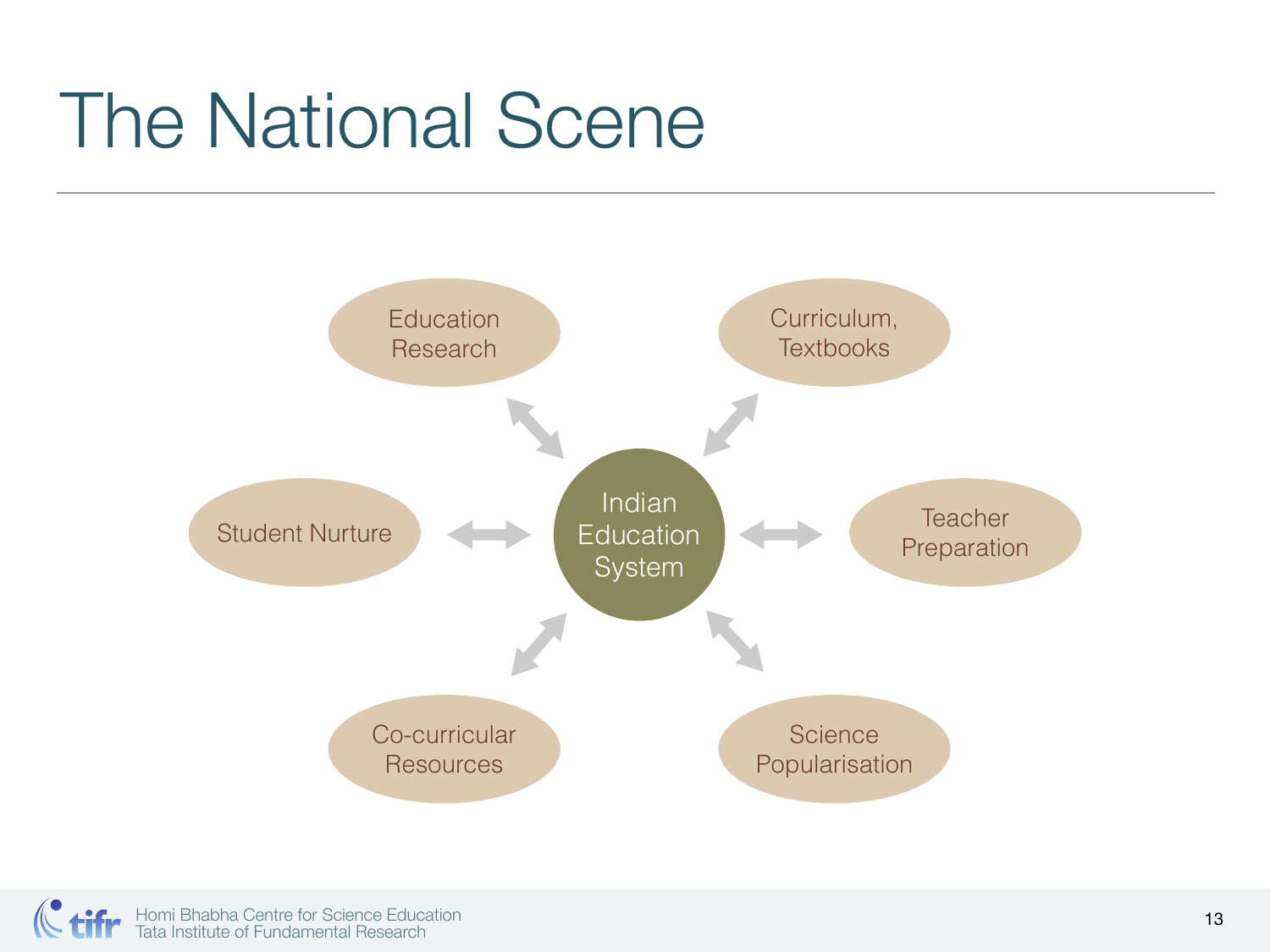# The National Scene

- Indian Education System
  - Education Research
  - Curriculum, Textbooks
  - Student Nurture
  - Teacher Preparation
  - Co-curricular Resources
  - Science Popularisation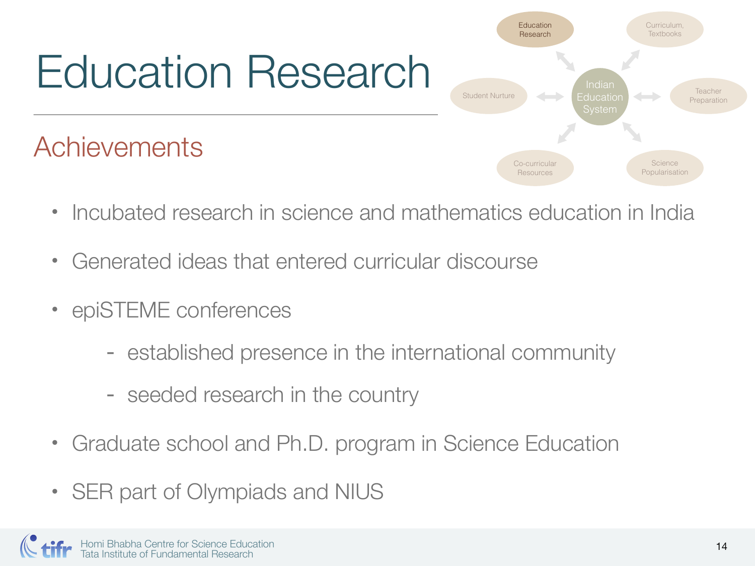# Education Research

## Achievements

- Incubated research in science and mathematics education in India
- Generated ideas that entered curricular discourse
- epiSTEME conferences
  - established presence in the international community
  - seeded research in the country
- Graduate school and Ph.D. program in Science Education
- SER part of Olympiads and NIUS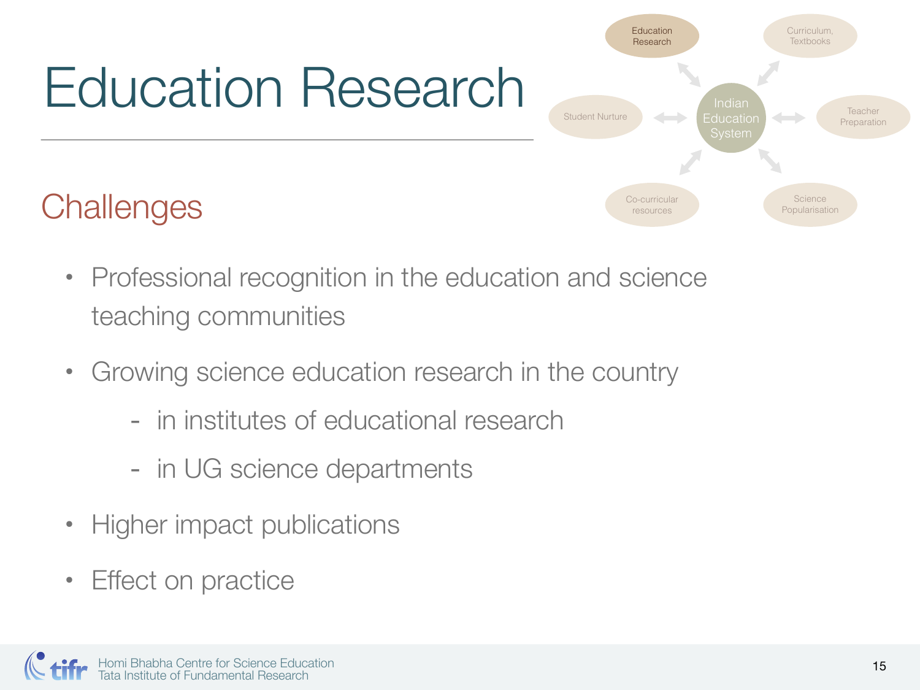# Education Research

Education Research

Curriculum, Textbooks

Student Nurture

Indian Education System

Teacher Preparation

Co-curricular resources

Science Popularisation

## Challenges

- Professional recognition in the education and science teaching communities
- Growing science education research in the country
  - in institutes of educational research
  - in UG science departments
- Higher impact publications
- Effect on practice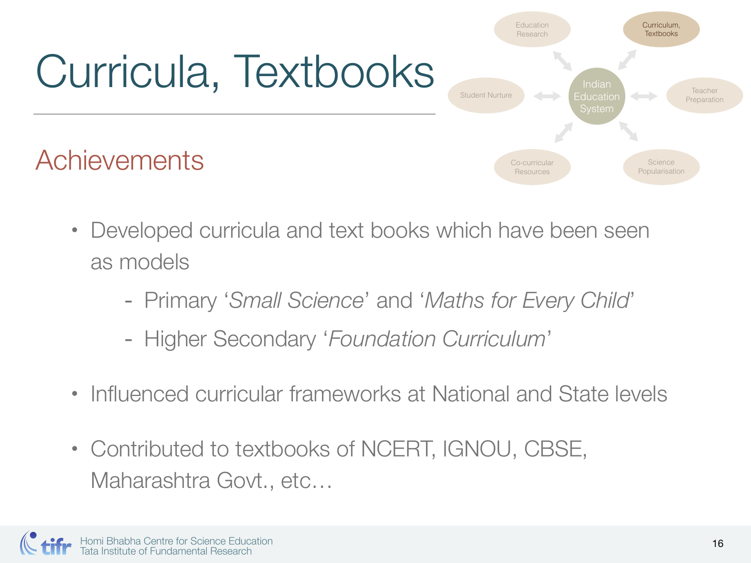# Curricula, Textbooks

## Achievements

- Developed curricula and text books which have been seen as models
  - Primary '*Small Science*' and '*Maths for Every Child*'
  - Higher Secondary '*Foundation Curriculum*'
- Influenced curricular frameworks at National and State levels
- Contributed to textbooks of NCERT, IGNOU, CBSE, Maharashtra Govt., etc…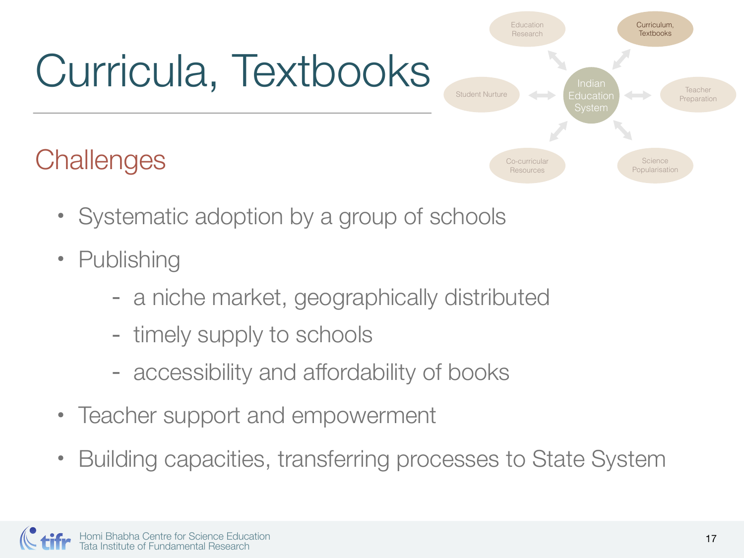# Curricula, Textbooks

## Challenges

- Systematic adoption by a group of schools
- Publishing
  - a niche market, geographically distributed
  - timely supply to schools
  - accessibility and affordability of books
- Teacher support and empowerment
- Building capacities, transferring processes to State System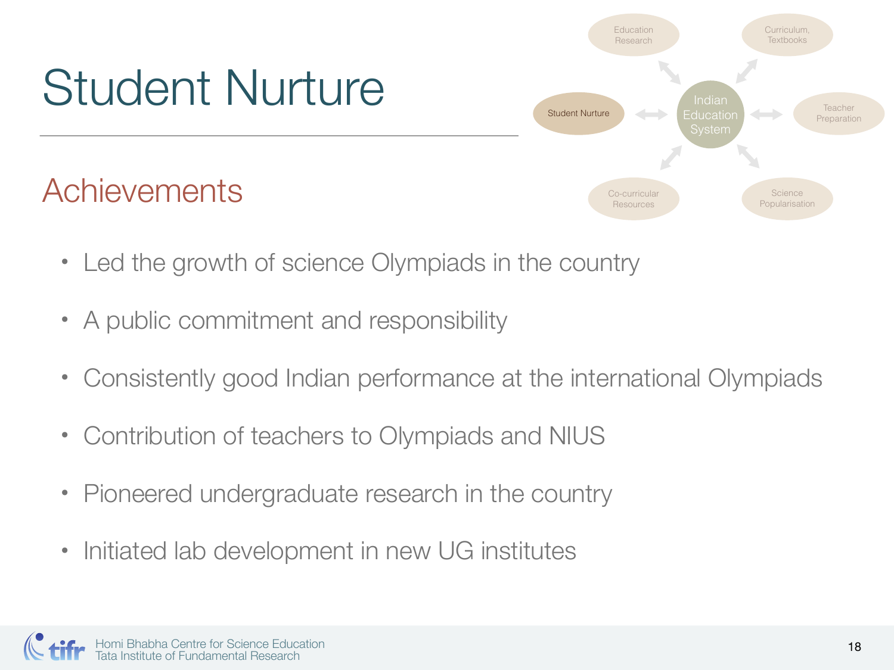# Student Nurture

## Achievements

- Led the growth of science Olympiads in the country
- A public commitment and responsibility
- Consistently good Indian performance at the international Olympiads
- Contribution of teachers to Olympiads and NIUS
- Pioneered undergraduate research in the country
- Initiated lab development in new UG institutes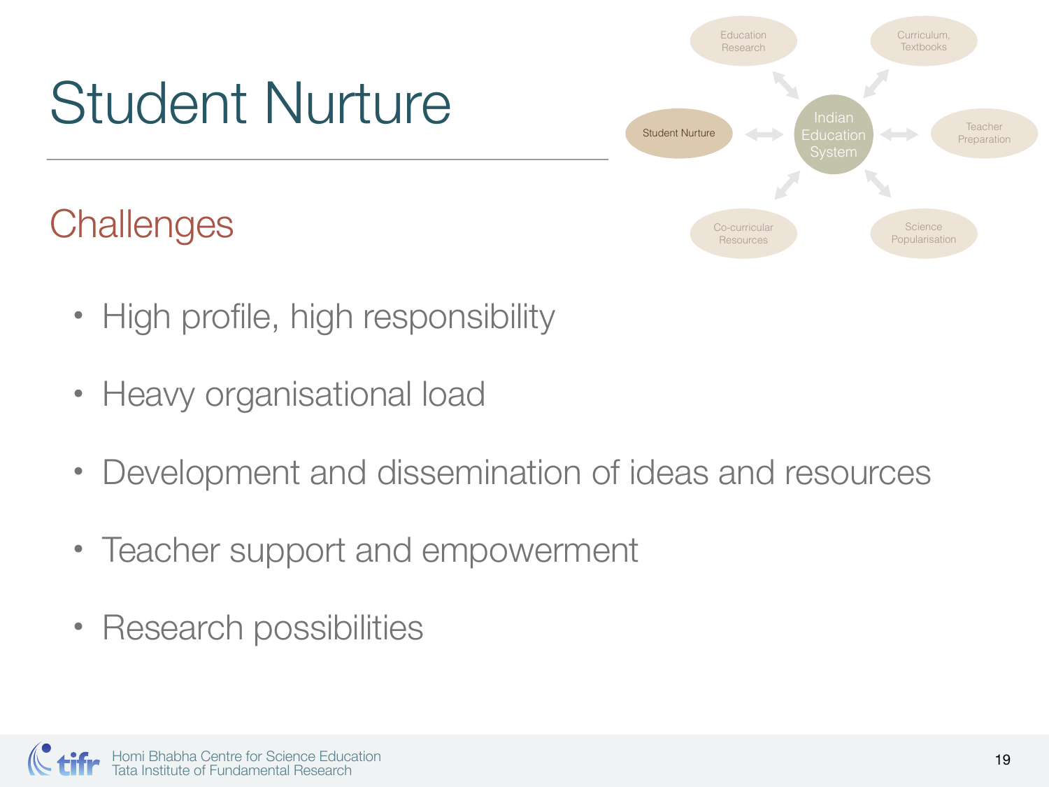# Student Nurture

## Challenges

- High profile, high responsibility
- Heavy organisational load
- Development and dissemination of ideas and resources
- Teacher support and empowerment
- Research possibilities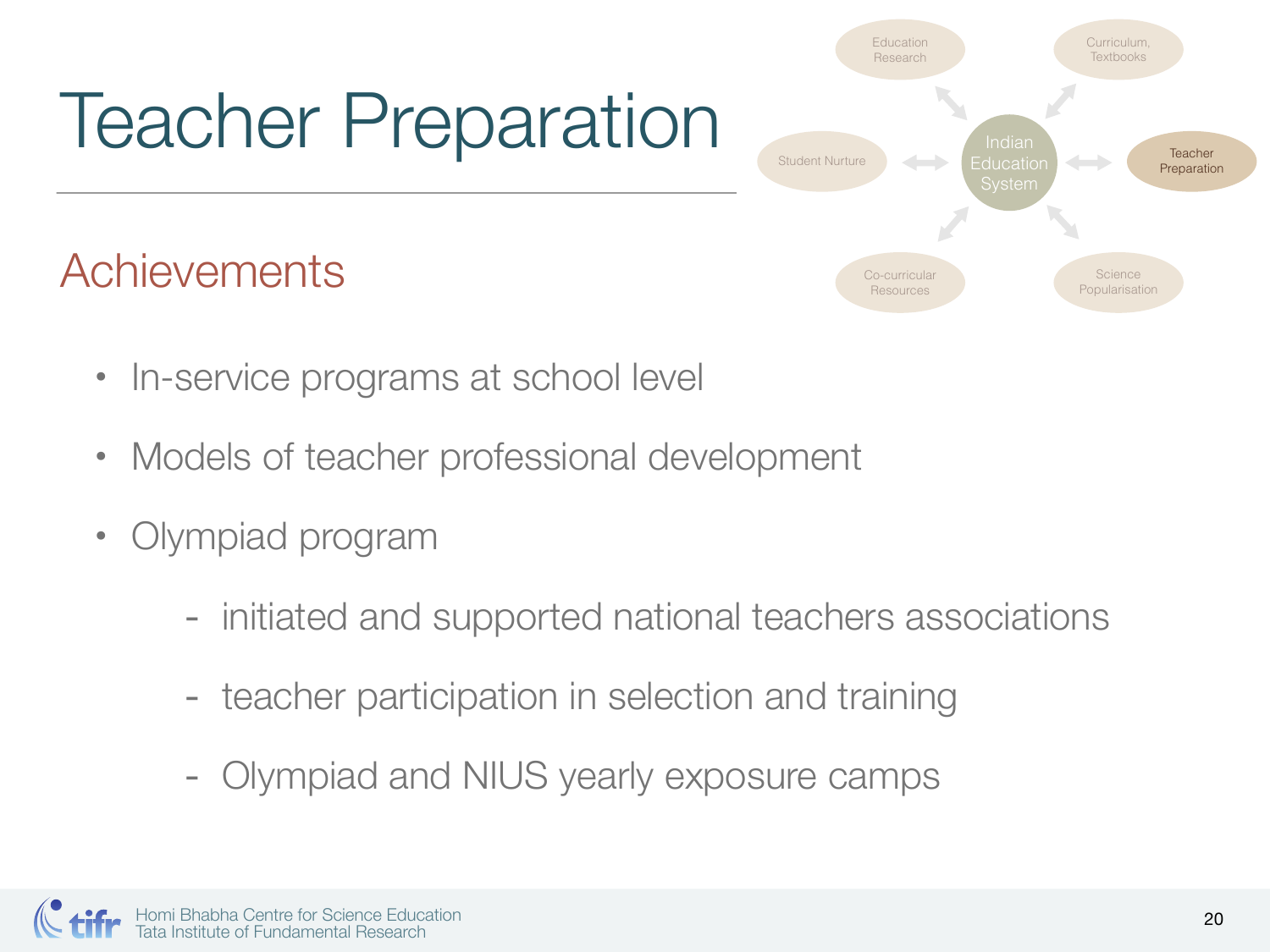# Teacher Preparation

Education Research

Curriculum, Textbooks

Student Nurture

Indian Education System

Teacher Preparation

Co-curricular Resources

Science Popularisation

## Achievements

- In-service programs at school level
- Models of teacher professional development
- Olympiad program
  - initiated and supported national teachers associations
  - teacher participation in selection and training
  - Olympiad and NIUS yearly exposure camps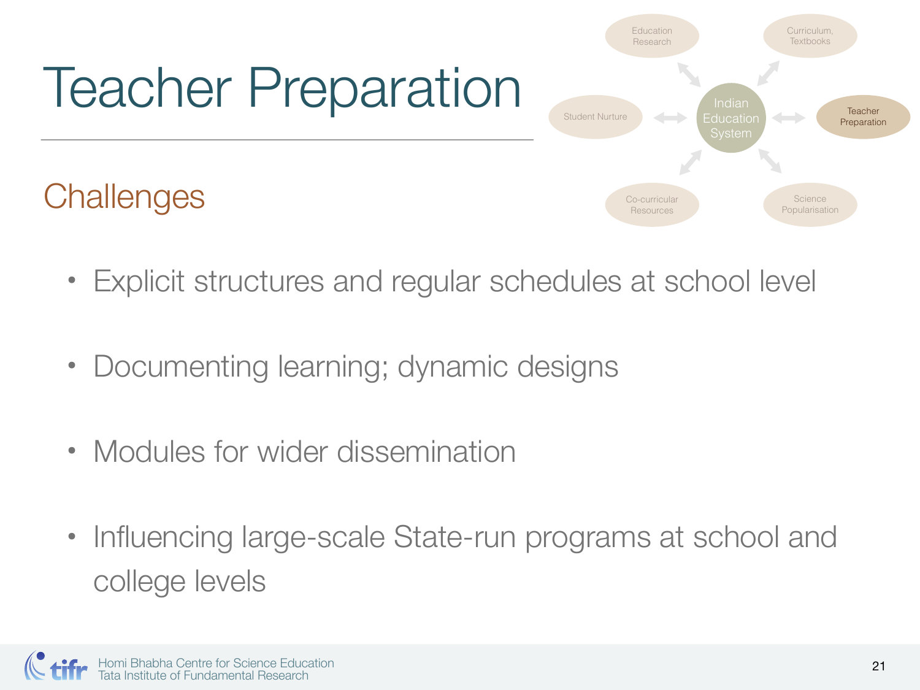# Teacher Preparation

## Challenges

- Explicit structures and regular schedules at school level
- Documenting learning; dynamic designs
- Modules for wider dissemination
- Influencing large-scale State-run programs at school and college levels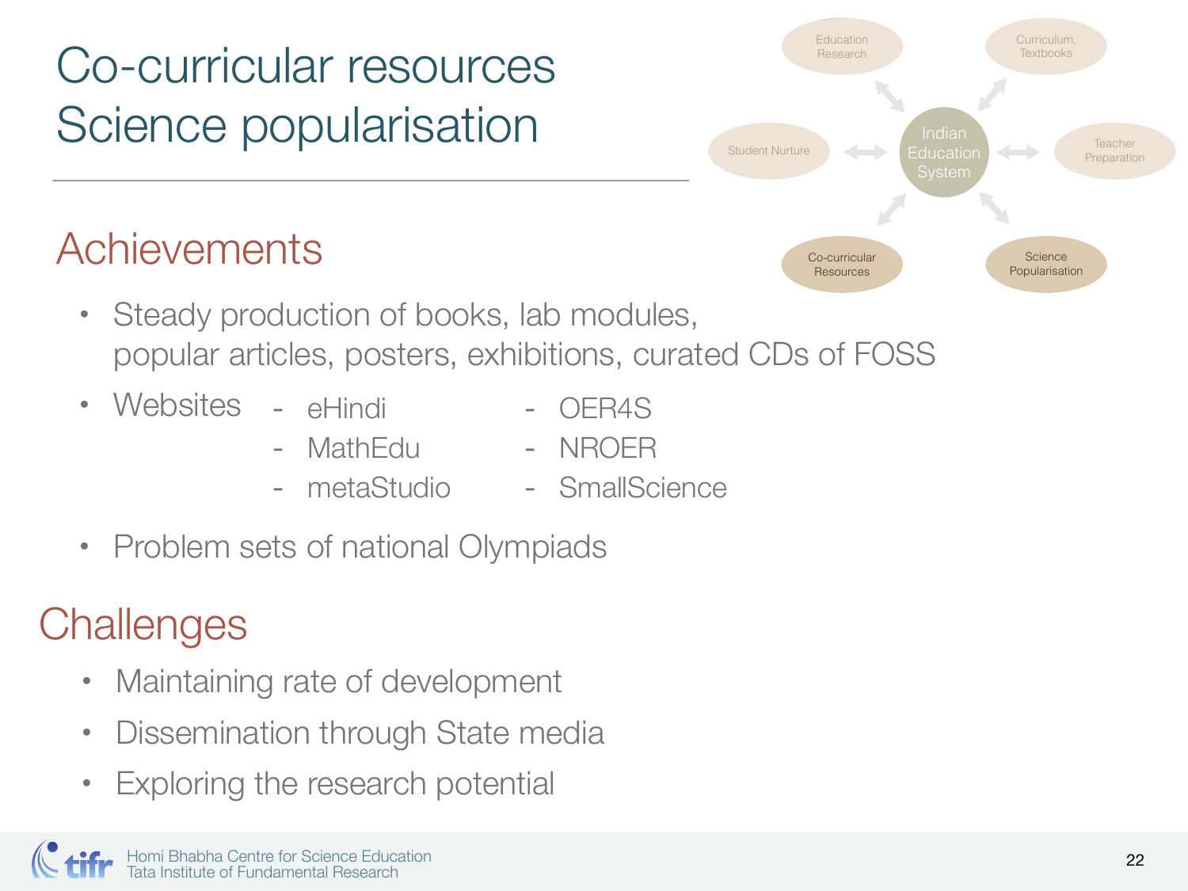# Co-curricular resources
# Science popularisation

Indian Education System — Education Research; Curriculum, Textbooks; Student Nurture; Teacher Preparation; Co-curricular Resources; Science Popularisation

## Achievements

- Steady production of books, lab modules, popular articles, posters, exhibitions, curated CDs of FOSS
- Websites
  - eHindi
  - MathEdu
  - metaStudio
  - OER4S
  - NROER
  - SmallScience
- Problem sets of national Olympiads

## Challenges

- Maintaining rate of development
- Dissemination through State media
- Exploring the research potential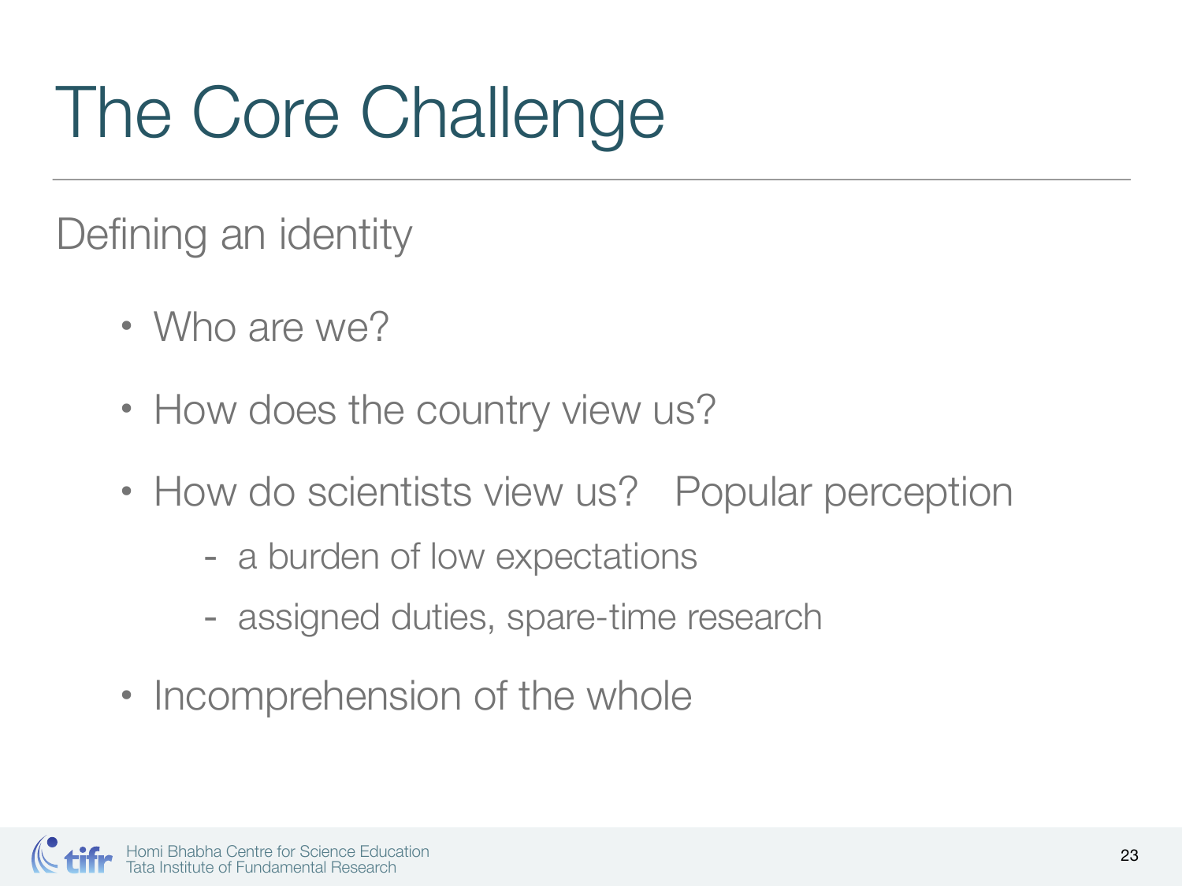# The Core Challenge

## Defining an identity

- Who are we?
- How does the country view us?
- How do scientists view us? Popular perception
  - a burden of low expectations
  - assigned duties, spare-time research
- Incomprehension of the whole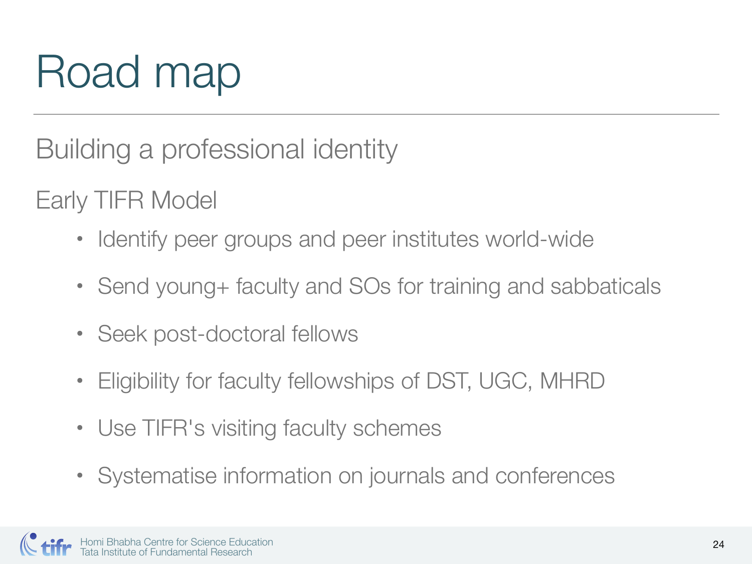# Road map

Building a professional identity

Early TIFR Model

- Identify peer groups and peer institutes world-wide
- Send young+ faculty and SOs for training and sabbaticals
- Seek post-doctoral fellows
- Eligibility for faculty fellowships of DST, UGC, MHRD
- Use TIFR's visiting faculty schemes
- Systematise information on journals and conferences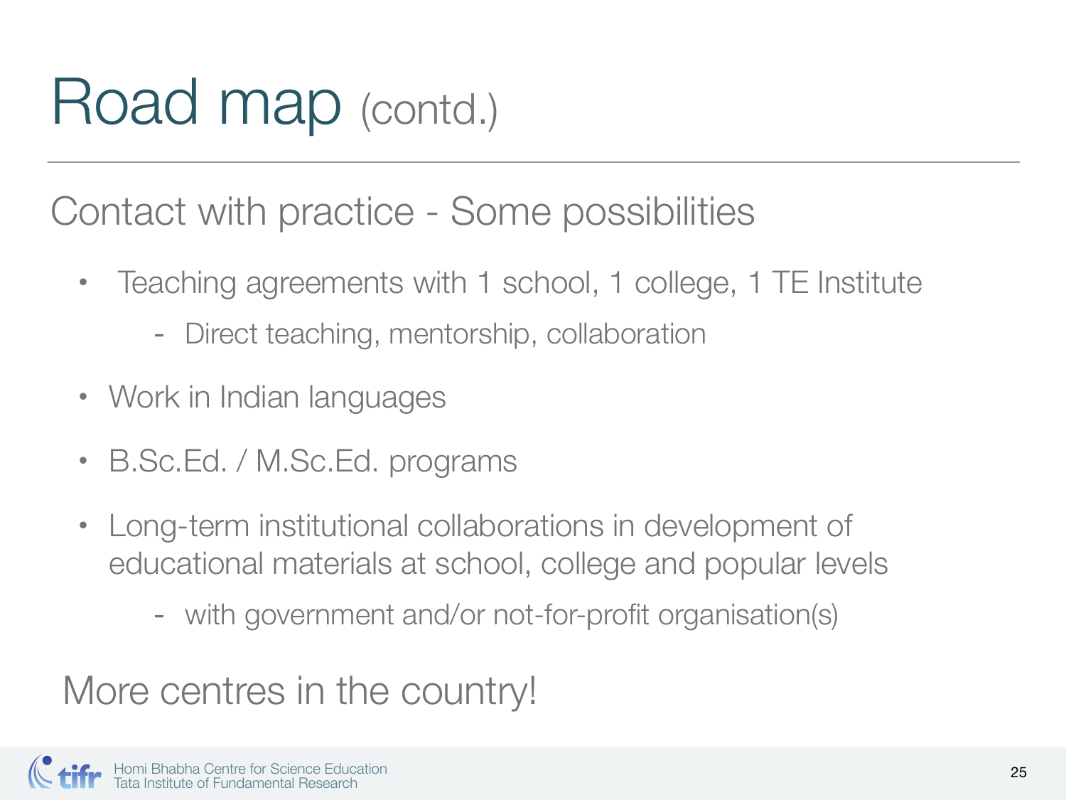# Road map (contd.)

## Contact with practice - Some possibilities

- Teaching agreements with 1 school, 1 college, 1 TE Institute
  - Direct teaching, mentorship, collaboration
- Work in Indian languages
- B.Sc.Ed. / M.Sc.Ed. programs
- Long-term institutional collaborations in development of educational materials at school, college and popular levels
  - with government and/or not-for-profit organisation(s)

## More centres in the country!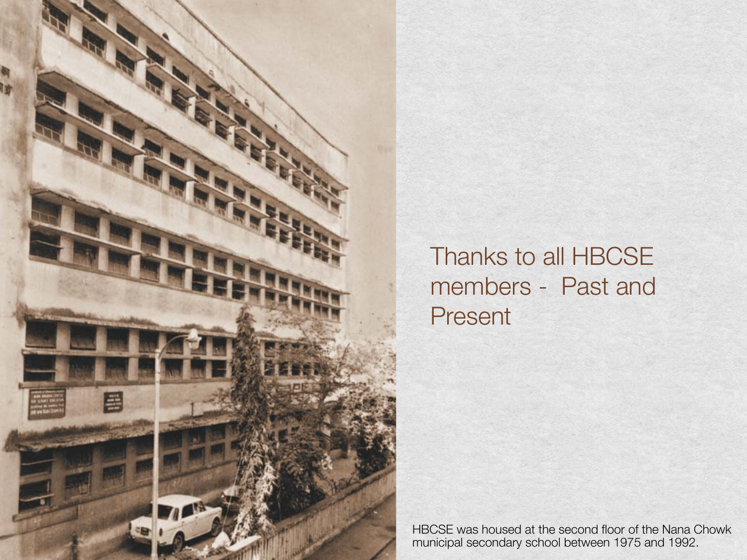Thanks to all HBCSE members - Past and Present

HBCSE was housed at the second floor of the Nana Chowk municipal secondary school between 1975 and 1992.